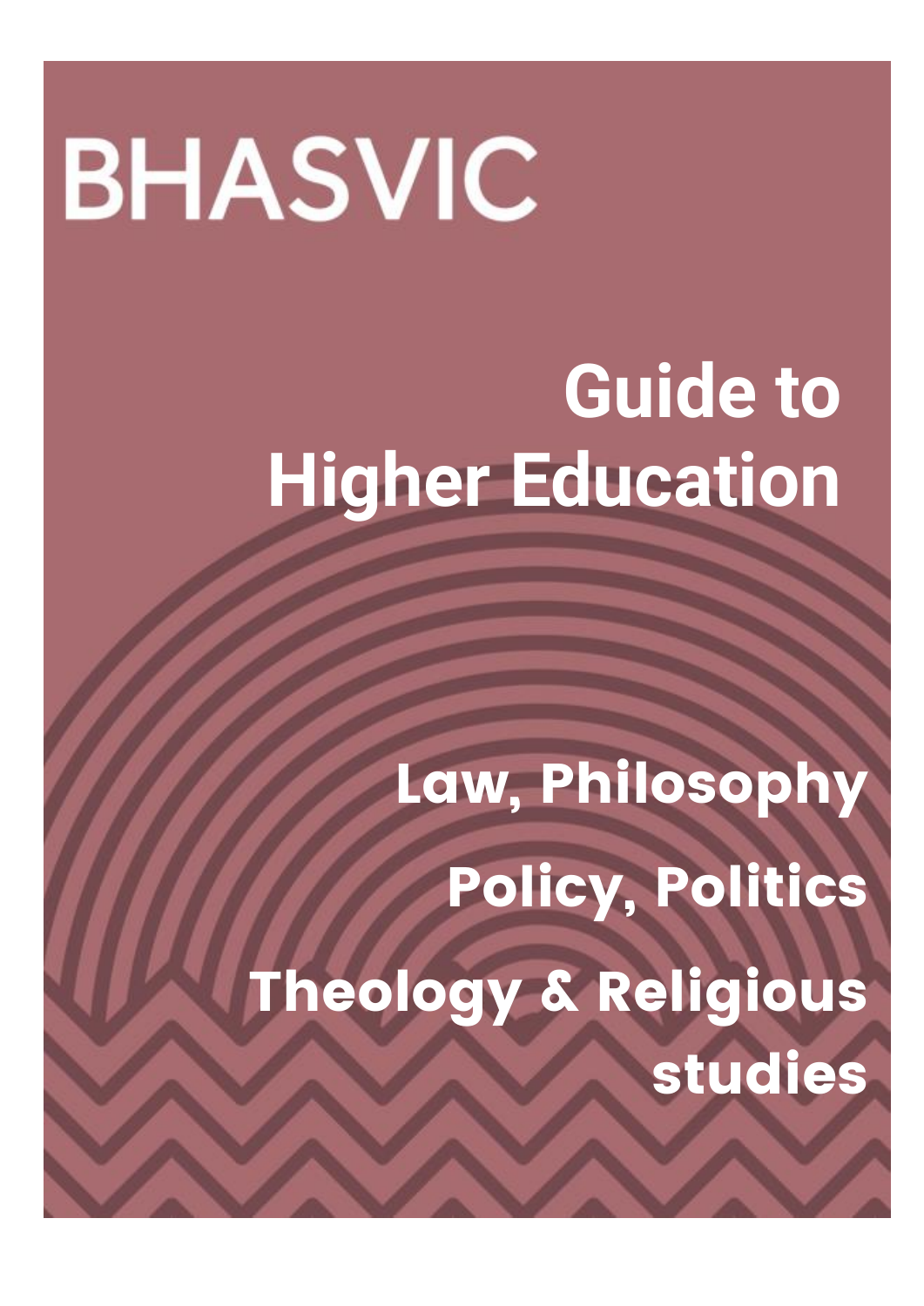BHASVIC

# Guide to Higher Education

## Law, Philosophy

## Policy, Politics

## Theology & Religious studies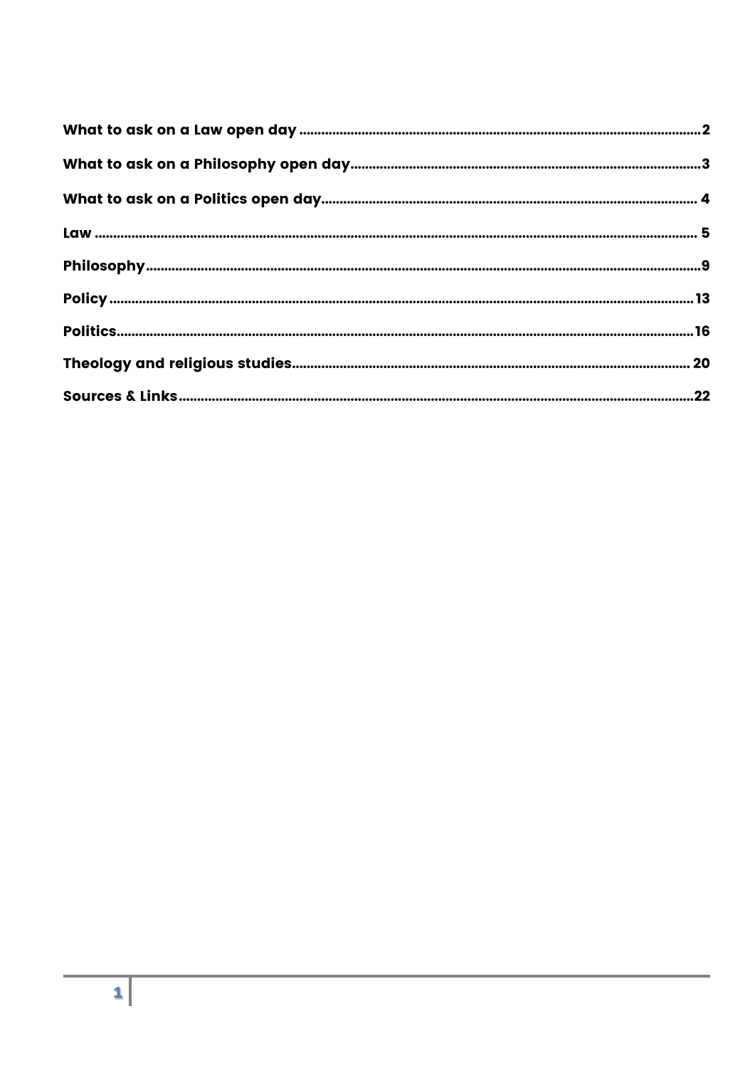What to ask on a Law open day ..... 2

What to ask on a Philosophy open day ..... 3

What to ask on a Politics open day ..... 4

Law ..... 5

Philosophy ..... 9

Policy ..... 13

Politics ..... 16

Theology and religious studies ..... 20

Sources & Links ..... 22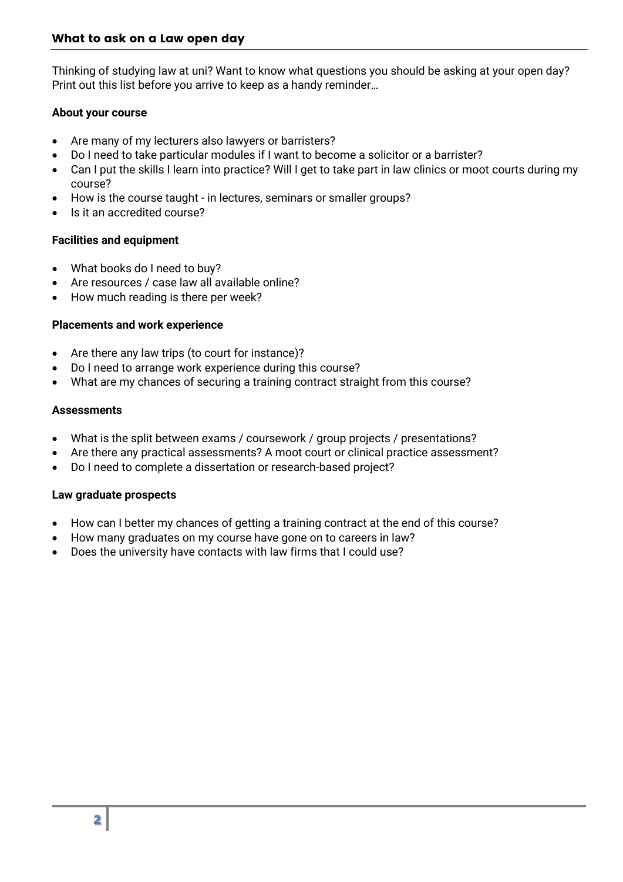## What to ask on a Law open day

Thinking of studying law at uni? Want to know what questions you should be asking at your open day? Print out this list before you arrive to keep as a handy reminder…

**About your course**

- Are many of my lecturers also lawyers or barristers?
- Do I need to take particular modules if I want to become a solicitor or a barrister?
- Can I put the skills I learn into practice? Will I get to take part in law clinics or moot courts during my course?
- How is the course taught - in lectures, seminars or smaller groups?
- Is it an accredited course?

**Facilities and equipment**

- What books do I need to buy?
- Are resources / case law all available online?
- How much reading is there per week?

**Placements and work experience**

- Are there any law trips (to court for instance)?
- Do I need to arrange work experience during this course?
- What are my chances of securing a training contract straight from this course?

**Assessments**

- What is the split between exams / coursework / group projects / presentations?
- Are there any practical assessments? A moot court or clinical practice assessment?
- Do I need to complete a dissertation or research-based project?

**Law graduate prospects**

- How can I better my chances of getting a training contract at the end of this course?
- How many graduates on my course have gone on to careers in law?
- Does the university have contacts with law firms that I could use?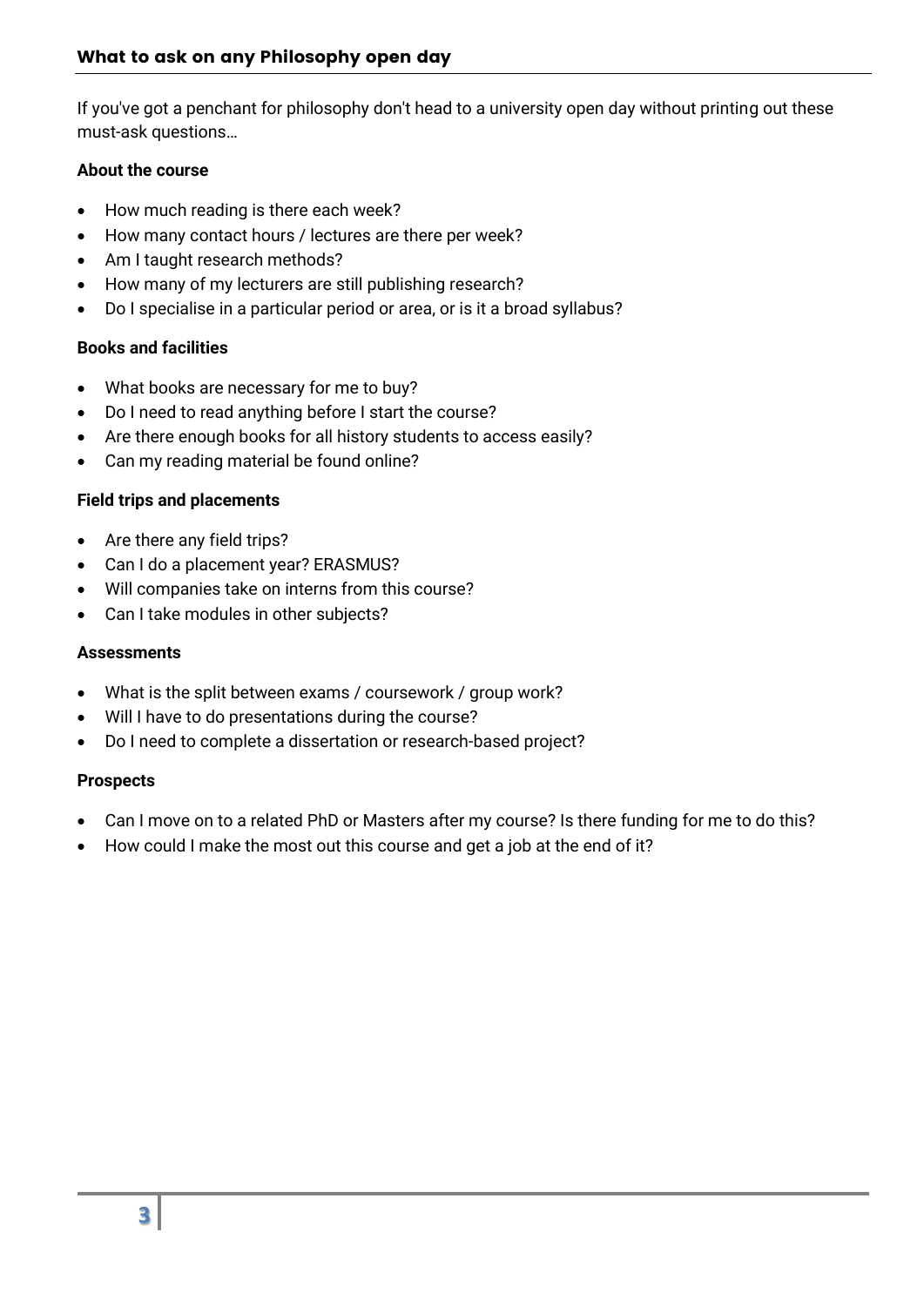## What to ask on any Philosophy open day

If you've got a penchant for philosophy don't head to a university open day without printing out these must-ask questions…

**About the course**

- How much reading is there each week?
- How many contact hours / lectures are there per week?
- Am I taught research methods?
- How many of my lecturers are still publishing research?
- Do I specialise in a particular period or area, or is it a broad syllabus?

**Books and facilities**

- What books are necessary for me to buy?
- Do I need to read anything before I start the course?
- Are there enough books for all history students to access easily?
- Can my reading material be found online?

**Field trips and placements**

- Are there any field trips?
- Can I do a placement year? ERASMUS?
- Will companies take on interns from this course?
- Can I take modules in other subjects?

**Assessments**

- What is the split between exams / coursework / group work?
- Will I have to do presentations during the course?
- Do I need to complete a dissertation or research-based project?

**Prospects**

- Can I move on to a related PhD or Masters after my course? Is there funding for me to do this?
- How could I make the most out this course and get a job at the end of it?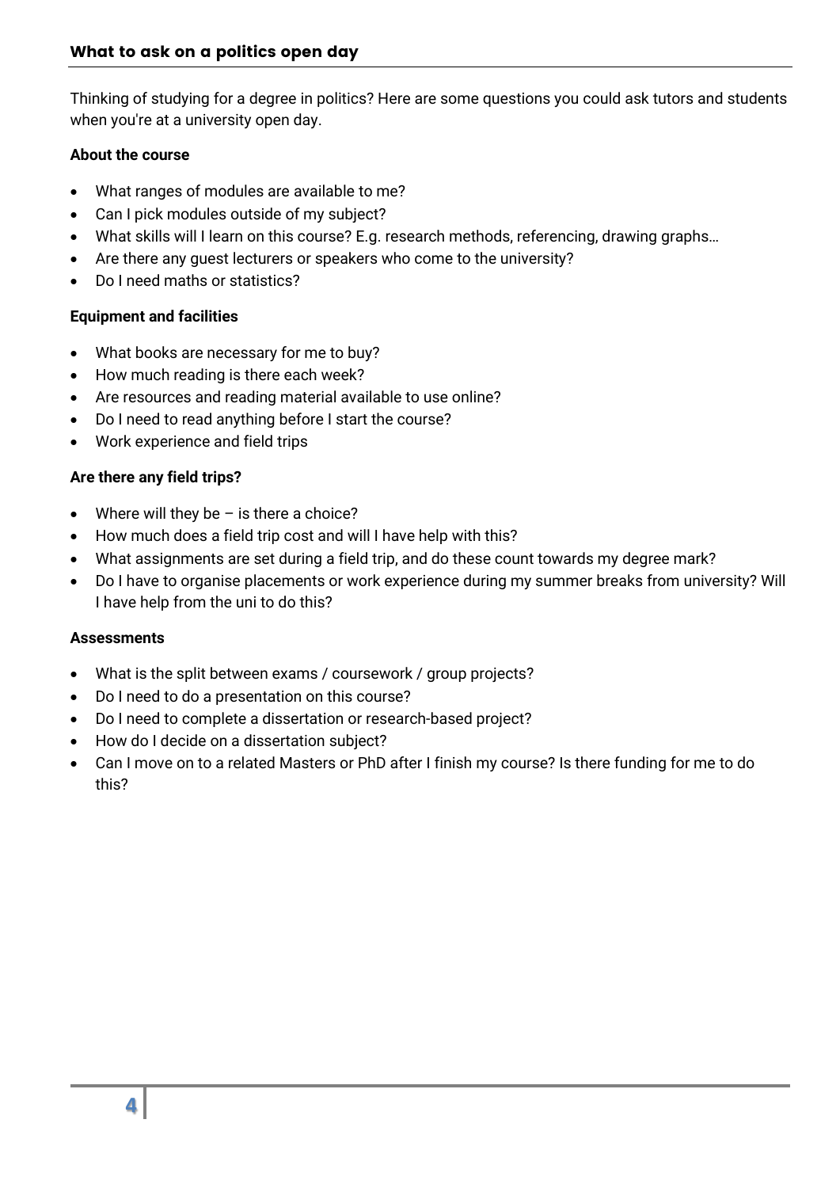## What to ask on a politics open day

Thinking of studying for a degree in politics? Here are some questions you could ask tutors and students when you're at a university open day.

**About the course**

- What ranges of modules are available to me?
- Can I pick modules outside of my subject?
- What skills will I learn on this course? E.g. research methods, referencing, drawing graphs…
- Are there any guest lecturers or speakers who come to the university?
- Do I need maths or statistics?

**Equipment and facilities**

- What books are necessary for me to buy?
- How much reading is there each week?
- Are resources and reading material available to use online?
- Do I need to read anything before I start the course?
- Work experience and field trips

**Are there any field trips?**

- Where will they be – is there a choice?
- How much does a field trip cost and will I have help with this?
- What assignments are set during a field trip, and do these count towards my degree mark?
- Do I have to organise placements or work experience during my summer breaks from university? Will I have help from the uni to do this?

**Assessments**

- What is the split between exams / coursework / group projects?
- Do I need to do a presentation on this course?
- Do I need to complete a dissertation or research-based project?
- How do I decide on a dissertation subject?
- Can I move on to a related Masters or PhD after I finish my course? Is there funding for me to do this?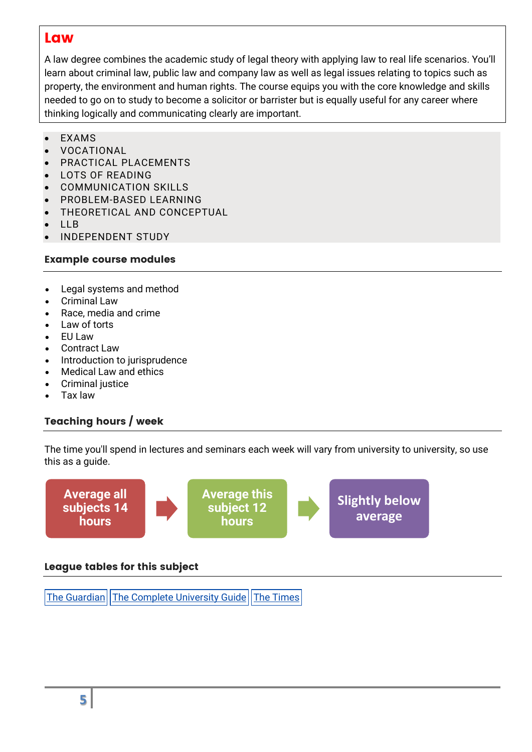# Law

A law degree combines the academic study of legal theory with applying law to real life scenarios. You'll learn about criminal law, public law and company law as well as legal issues relating to topics such as property, the environment and human rights. The course equips you with the core knowledge and skills needed to go on to study to become a solicitor or barrister but is equally useful for any career where thinking logically and communicating clearly are important.

- EXAMS
- VOCATIONAL
- PRACTICAL PLACEMENTS
- LOTS OF READING
- COMMUNICATION SKILLS
- PROBLEM-BASED LEARNING
- THEORETICAL AND CONCEPTUAL
- LLB
- INDEPENDENT STUDY

### Example course modules

- Legal systems and method
- Criminal Law
- Race, media and crime
- Law of torts
- EU Law
- Contract Law
- Introduction to jurisprudence
- Medical Law and ethics
- Criminal justice
- Tax law

### Teaching hours / week

The time you'll spend in lectures and seminars each week will vary from university to university, so use this as a guide.

**Average all subjects 14 hours** → **Average this subject 12 hours** → **Slightly below average**

### League tables for this subject

[The Guardian] [The Complete University Guide] [The Times]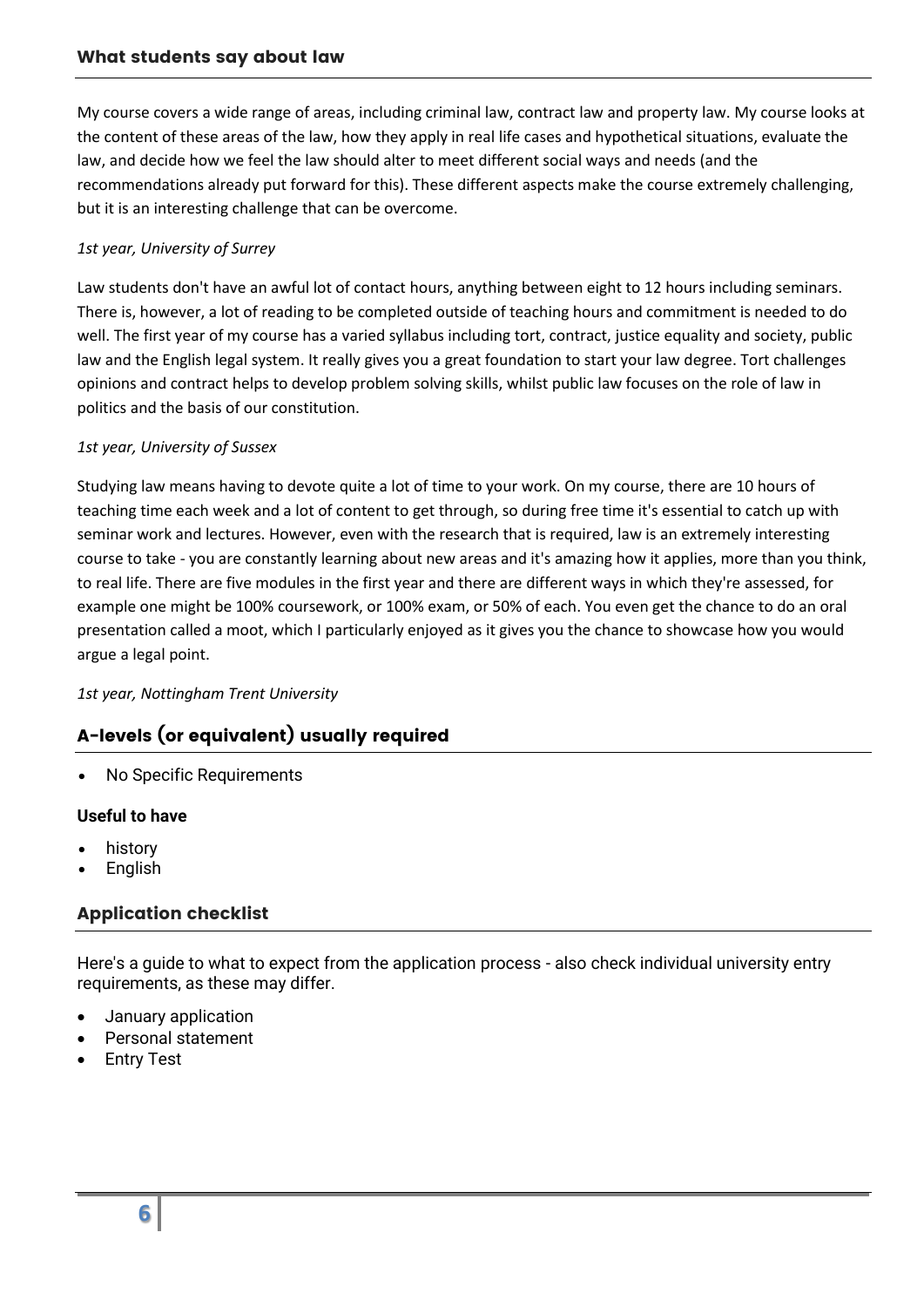## What students say about law

My course covers a wide range of areas, including criminal law, contract law and property law. My course looks at the content of these areas of the law, how they apply in real life cases and hypothetical situations, evaluate the law, and decide how we feel the law should alter to meet different social ways and needs (and the recommendations already put forward for this). These different aspects make the course extremely challenging, but it is an interesting challenge that can be overcome.

*1st year, University of Surrey*

Law students don't have an awful lot of contact hours, anything between eight to 12 hours including seminars. There is, however, a lot of reading to be completed outside of teaching hours and commitment is needed to do well. The first year of my course has a varied syllabus including tort, contract, justice equality and society, public law and the English legal system. It really gives you a great foundation to start your law degree. Tort challenges opinions and contract helps to develop problem solving skills, whilst public law focuses on the role of law in politics and the basis of our constitution.

*1st year, University of Sussex*

Studying law means having to devote quite a lot of time to your work. On my course, there are 10 hours of teaching time each week and a lot of content to get through, so during free time it's essential to catch up with seminar work and lectures. However, even with the research that is required, law is an extremely interesting course to take - you are constantly learning about new areas and it's amazing how it applies, more than you think, to real life. There are five modules in the first year and there are different ways in which they're assessed, for example one might be 100% coursework, or 100% exam, or 50% of each. You even get the chance to do an oral presentation called a moot, which I particularly enjoyed as it gives you the chance to showcase how you would argue a legal point.

*1st year, Nottingham Trent University*

## A-levels (or equivalent) usually required

- No Specific Requirements

**Useful to have**

- history
- English

## Application checklist

Here's a guide to what to expect from the application process - also check individual university entry requirements, as these may differ.

- January application
- Personal statement
- Entry Test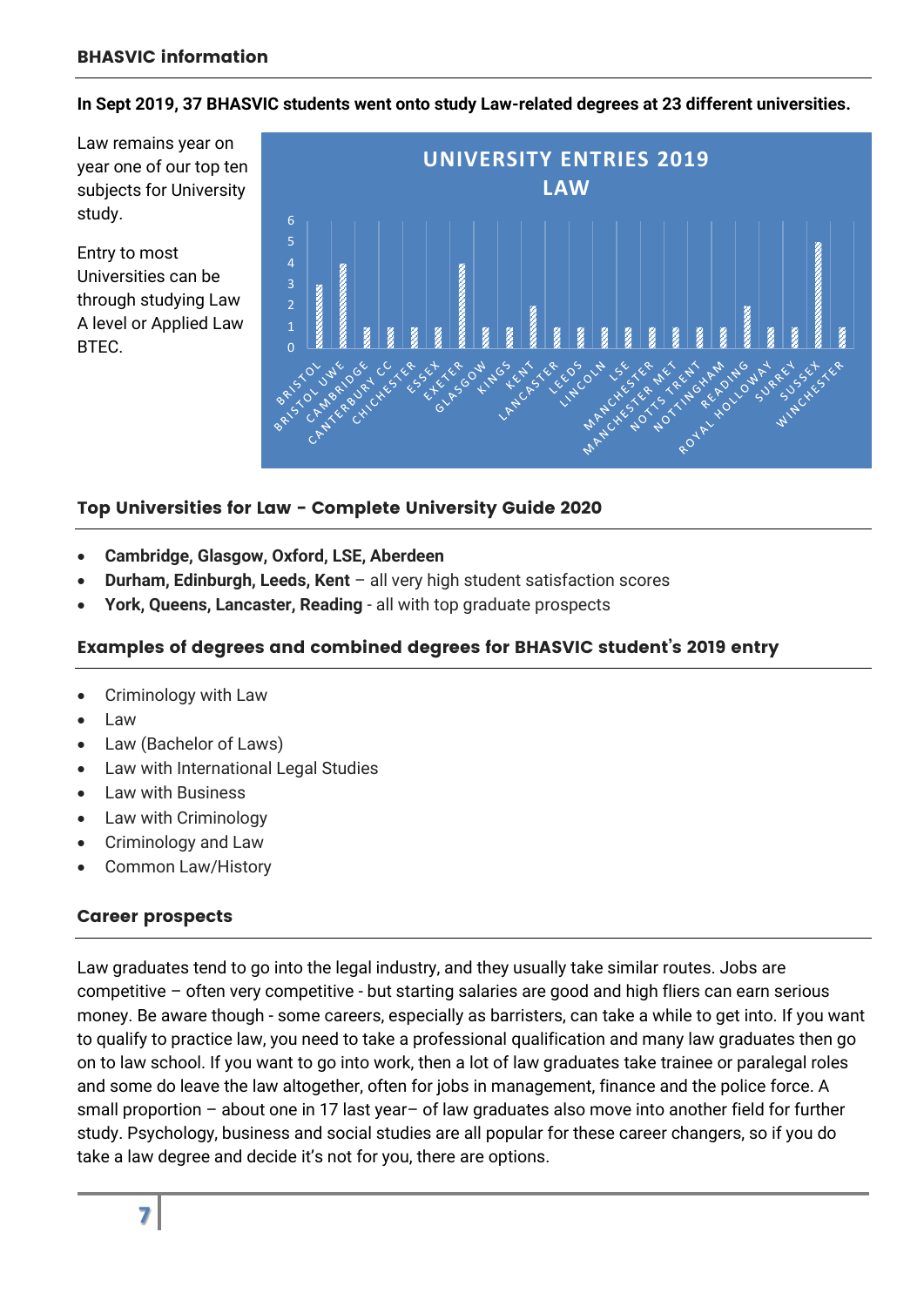**BHASVIC information**

**In Sept 2019, 37 BHASVIC students went onto study Law-related degrees at 23 different universities.**

Law remains year on year one of our top ten subjects for University study.

Entry to most Universities can be through studying Law A level or Applied Law BTEC.

**UNIVERSITY ENTRIES 2019 LAW**

| University | Entries |
|---|---|
| BRISTOL | 3 |
| BRISTOL UWE | 4 |
| CAMBRIDGE | 1 |
| CANTERBURY CC | 1 |
| CHICHESTER | 1 |
| ESSEX | 1 |
| EXETER | 4 |
| GLASGOW | 1 |
| KINGS | 1 |
| KENT | 2 |
| LANCASTER | 1 |
| LEEDS | 1 |
| LINCOLN | 1 |
| LSE | 1 |
| MANCHESTER | 1 |
| MANCHESTER MET | 1 |
| NOTTS TRENT | 1 |
| NOTTINGHAM | 1 |
| READING | 2 |
| ROYAL HOLLOWAY | 1 |
| SURREY | 1 |
| SUSSEX | 5 |
| WINCHESTER | 1 |

## Top Universities for Law - Complete University Guide 2020

- **Cambridge, Glasgow, Oxford, LSE, Aberdeen**
- **Durham, Edinburgh, Leeds, Kent** – all very high student satisfaction scores
- **York, Queens, Lancaster, Reading** - all with top graduate prospects

## Examples of degrees and combined degrees for BHASVIC student's 2019 entry

- Criminology with Law
- Law
- Law (Bachelor of Laws)
- Law with International Legal Studies
- Law with Business
- Law with Criminology
- Criminology and Law
- Common Law/History

## Career prospects

Law graduates tend to go into the legal industry, and they usually take similar routes. Jobs are competitive – often very competitive - but starting salaries are good and high fliers can earn serious money. Be aware though - some careers, especially as barristers, can take a while to get into. If you want to qualify to practice law, you need to take a professional qualification and many law graduates then go on to law school. If you want to go into work, then a lot of law graduates take trainee or paralegal roles and some do leave the law altogether, often for jobs in management, finance and the police force. A small proportion – about one in 17 last year– of law graduates also move into another field for further study. Psychology, business and social studies are all popular for these career changers, so if you do take a law degree and decide it's not for you, there are options.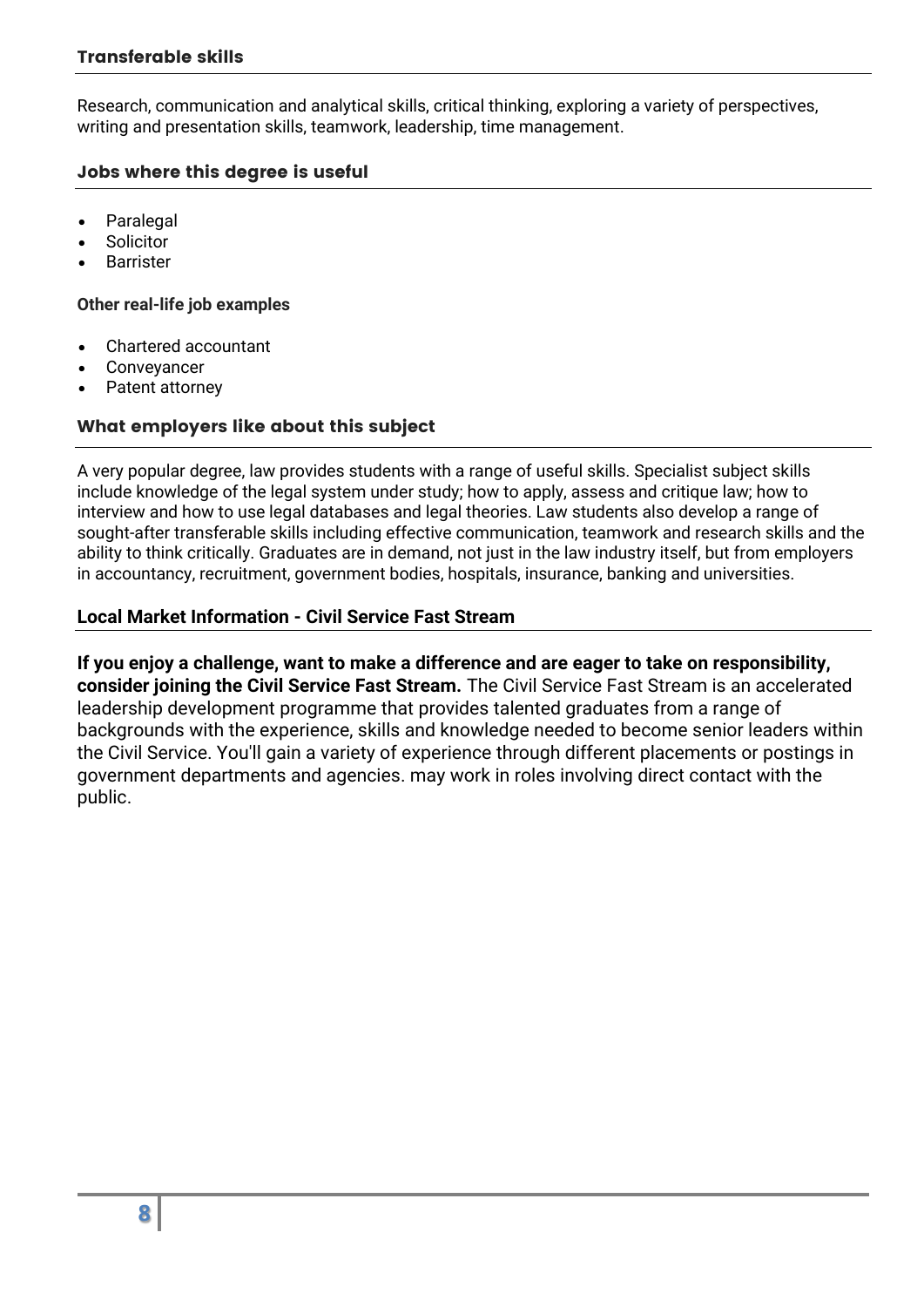### Transferable skills

Research, communication and analytical skills, critical thinking, exploring a variety of perspectives, writing and presentation skills, teamwork, leadership, time management.

### Jobs where this degree is useful

- Paralegal
- Solicitor
- Barrister

**Other real-life job examples**

- Chartered accountant
- Conveyancer
- Patent attorney

### What employers like about this subject

A very popular degree, law provides students with a range of useful skills. Specialist subject skills include knowledge of the legal system under study; how to apply, assess and critique law; how to interview and how to use legal databases and legal theories. Law students also develop a range of sought-after transferable skills including effective communication, teamwork and research skills and the ability to think critically. Graduates are in demand, not just in the law industry itself, but from employers in accountancy, recruitment, government bodies, hospitals, insurance, banking and universities.

### Local Market Information - Civil Service Fast Stream

**If you enjoy a challenge, want to make a difference and are eager to take on responsibility, consider joining the Civil Service Fast Stream.** The Civil Service Fast Stream is an accelerated leadership development programme that provides talented graduates from a range of backgrounds with the experience, skills and knowledge needed to become senior leaders within the Civil Service. You'll gain a variety of experience through different placements or postings in government departments and agencies. may work in roles involving direct contact with the public.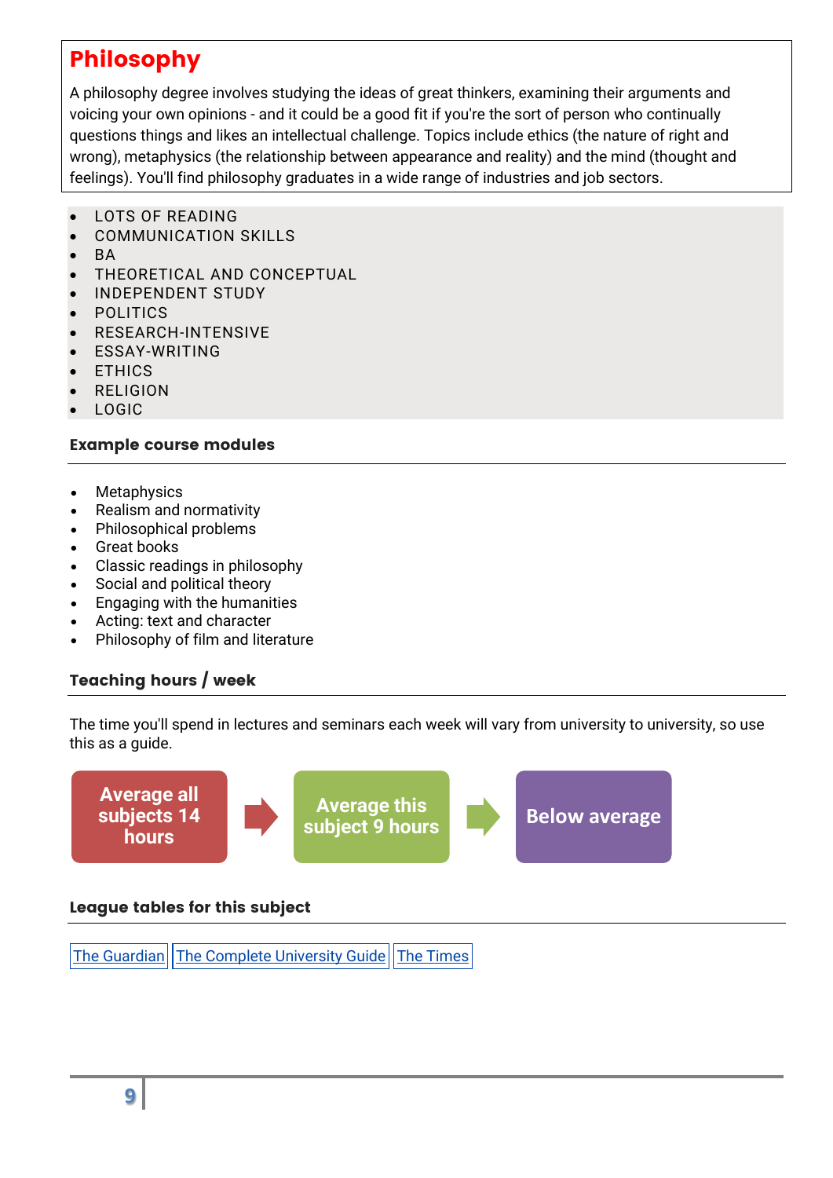## Philosophy

A philosophy degree involves studying the ideas of great thinkers, examining their arguments and voicing your own opinions - and it could be a good fit if you're the sort of person who continually questions things and likes an intellectual challenge. Topics include ethics (the nature of right and wrong), metaphysics (the relationship between appearance and reality) and the mind (thought and feelings). You'll find philosophy graduates in a wide range of industries and job sectors.

- LOTS OF READING
- COMMUNICATION SKILLS
- BA
- THEORETICAL AND CONCEPTUAL
- INDEPENDENT STUDY
- POLITICS
- RESEARCH-INTENSIVE
- ESSAY-WRITING
- ETHICS
- RELIGION
- LOGIC

### Example course modules

- Metaphysics
- Realism and normativity
- Philosophical problems
- Great books
- Classic readings in philosophy
- Social and political theory
- Engaging with the humanities
- Acting: text and character
- Philosophy of film and literature

### Teaching hours / week

The time you'll spend in lectures and seminars each week will vary from university to university, so use this as a guide.

**Average all subjects 14 hours** → **Average this subject 9 hours** → **Below average**

### League tables for this subject

The Guardian | The Complete University Guide | The Times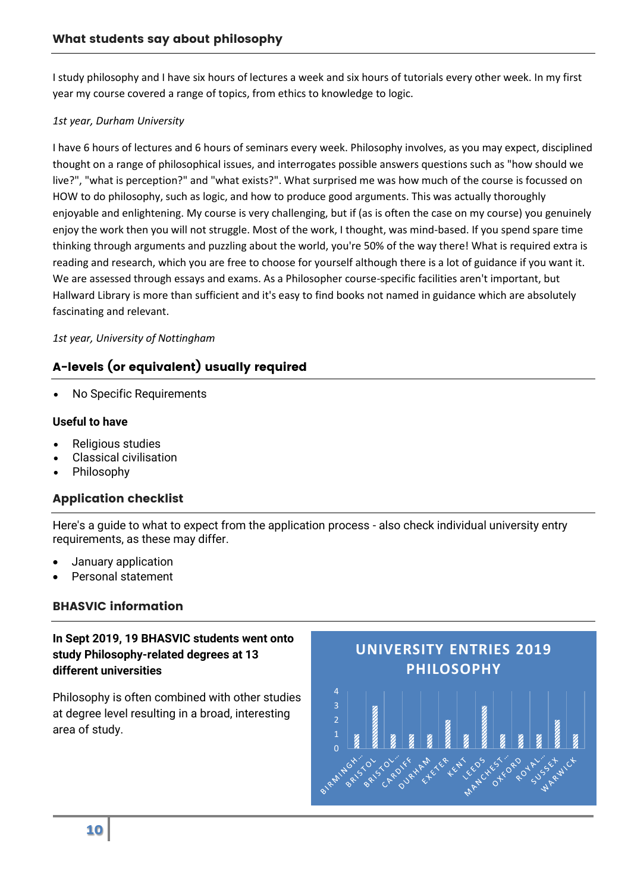## What students say about philosophy

I study philosophy and I have six hours of lectures a week and six hours of tutorials every other week. In my first year my course covered a range of topics, from ethics to knowledge to logic.

*1st year, Durham University*

I have 6 hours of lectures and 6 hours of seminars every week. Philosophy involves, as you may expect, disciplined thought on a range of philosophical issues, and interrogates possible answers questions such as "how should we live?", "what is perception?" and "what exists?". What surprised me was how much of the course is focussed on HOW to do philosophy, such as logic, and how to produce good arguments. This was actually thoroughly enjoyable and enlightening. My course is very challenging, but if (as is often the case on my course) you genuinely enjoy the work then you will not struggle. Most of the work, I thought, was mind-based. If you spend spare time thinking through arguments and puzzling about the world, you're 50% of the way there! What is required extra is reading and research, which you are free to choose for yourself although there is a lot of guidance if you want it. We are assessed through essays and exams. As a Philosopher course-specific facilities aren't important, but Hallward Library is more than sufficient and it's easy to find books not named in guidance which are absolutely fascinating and relevant.

*1st year, University of Nottingham*

## A-levels (or equivalent) usually required

- No Specific Requirements

### Useful to have

- Religious studies
- Classical civilisation
- Philosophy

## Application checklist

Here's a guide to what to expect from the application process - also check individual university entry requirements, as these may differ.

- January application
- Personal statement

## BHASVIC information

**In Sept 2019, 19 BHASVIC students went onto study Philosophy-related degrees at 13 different universities**

Philosophy is often combined with other studies at degree level resulting in a broad, interesting area of study.

**UNIVERSITY ENTRIES 2019 PHILOSOPHY**

| University | Entries |
| --- | --- |
| BIRMINGH… | 1 |
| BRISTOL | 3 |
| BRISTOL… | 1 |
| CARDIFF | 1 |
| DURHAM | 1 |
| EXETER | 2 |
| KENT | 1 |
| LEEDS | 3 |
| MANCHEST… | 1 |
| OXFORD | 1 |
| ROYAL… | 1 |
| SUSSEX | 2 |
| WARWICK | 1 |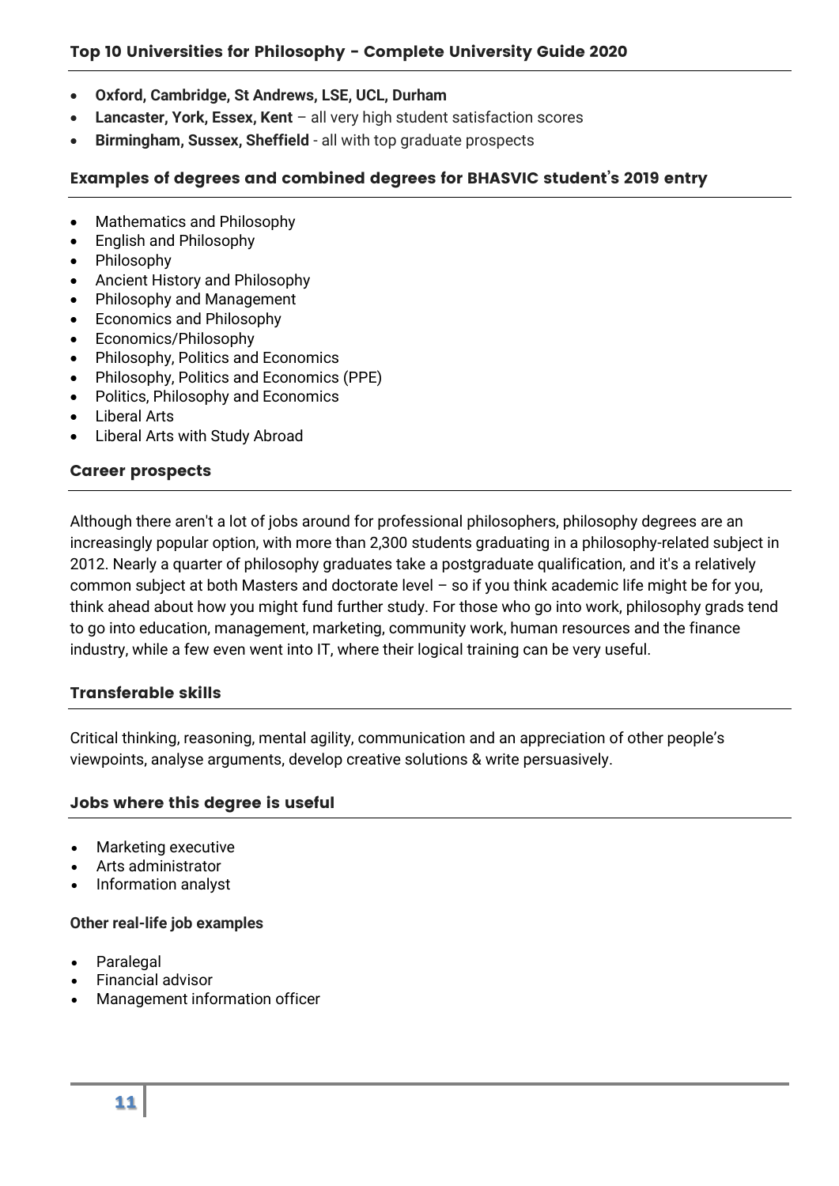## Top 10 Universities for Philosophy - Complete University Guide 2020

- **Oxford, Cambridge, St Andrews, LSE, UCL, Durham**
- **Lancaster, York, Essex, Kent** – all very high student satisfaction scores
- **Birmingham, Sussex, Sheffield** - all with top graduate prospects

## Examples of degrees and combined degrees for BHASVIC student's 2019 entry

- Mathematics and Philosophy
- English and Philosophy
- Philosophy
- Ancient History and Philosophy
- Philosophy and Management
- Economics and Philosophy
- Economics/Philosophy
- Philosophy, Politics and Economics
- Philosophy, Politics and Economics (PPE)
- Politics, Philosophy and Economics
- Liberal Arts
- Liberal Arts with Study Abroad

## Career prospects

Although there aren't a lot of jobs around for professional philosophers, philosophy degrees are an increasingly popular option, with more than 2,300 students graduating in a philosophy-related subject in 2012. Nearly a quarter of philosophy graduates take a postgraduate qualification, and it's a relatively common subject at both Masters and doctorate level – so if you think academic life might be for you, think ahead about how you might fund further study. For those who go into work, philosophy grads tend to go into education, management, marketing, community work, human resources and the finance industry, while a few even went into IT, where their logical training can be very useful.

## Transferable skills

Critical thinking, reasoning, mental agility, communication and an appreciation of other people's viewpoints, analyse arguments, develop creative solutions & write persuasively.

## Jobs where this degree is useful

- Marketing executive
- Arts administrator
- Information analyst

**Other real-life job examples**

- Paralegal
- Financial advisor
- Management information officer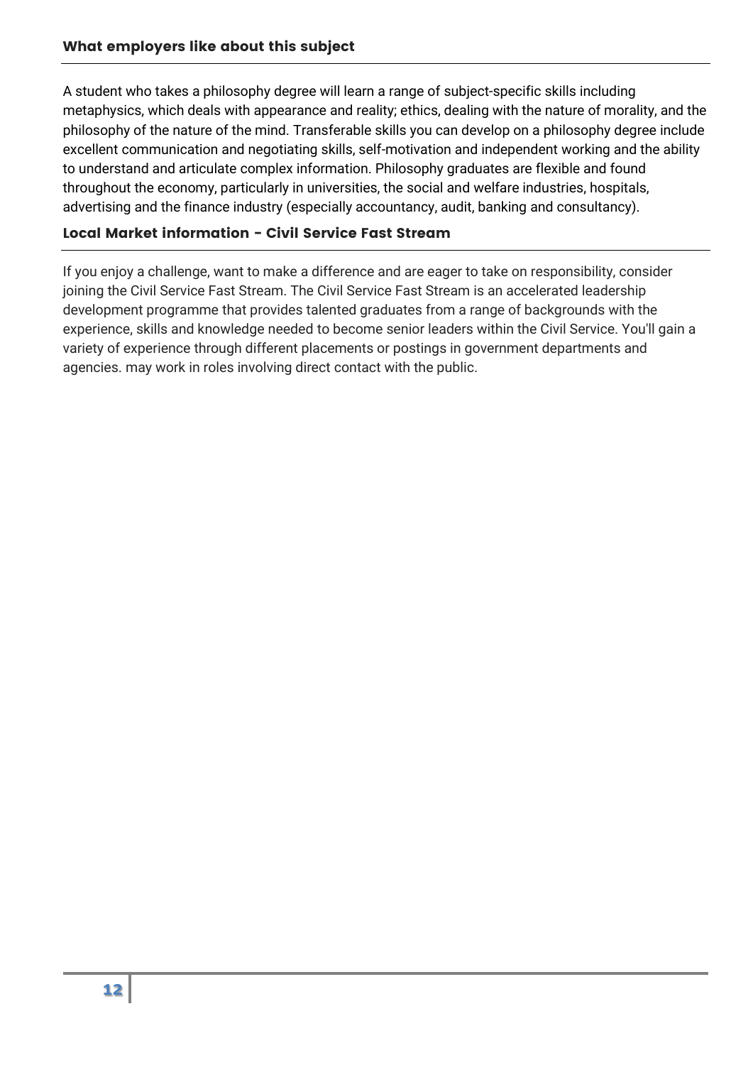## What employers like about this subject

A student who takes a philosophy degree will learn a range of subject-specific skills including metaphysics, which deals with appearance and reality; ethics, dealing with the nature of morality, and the philosophy of the nature of the mind. Transferable skills you can develop on a philosophy degree include excellent communication and negotiating skills, self-motivation and independent working and the ability to understand and articulate complex information. Philosophy graduates are flexible and found throughout the economy, particularly in universities, the social and welfare industries, hospitals, advertising and the finance industry (especially accountancy, audit, banking and consultancy).

## Local Market information - Civil Service Fast Stream

If you enjoy a challenge, want to make a difference and are eager to take on responsibility, consider joining the Civil Service Fast Stream. The Civil Service Fast Stream is an accelerated leadership development programme that provides talented graduates from a range of backgrounds with the experience, skills and knowledge needed to become senior leaders within the Civil Service. You'll gain a variety of experience through different placements or postings in government departments and agencies. may work in roles involving direct contact with the public.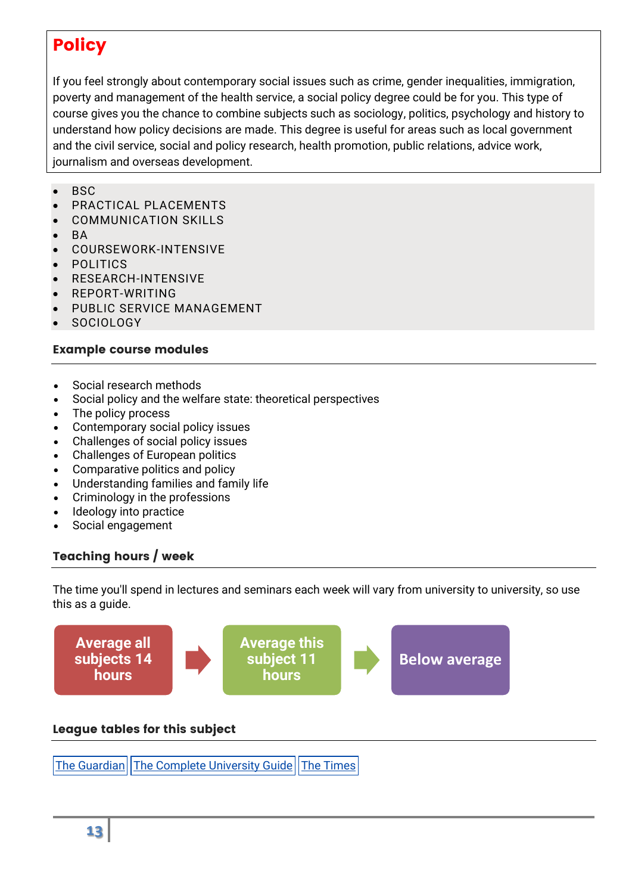# Policy

If you feel strongly about contemporary social issues such as crime, gender inequalities, immigration, poverty and management of the health service, a social policy degree could be for you. This type of course gives you the chance to combine subjects such as sociology, politics, psychology and history to understand how policy decisions are made. This degree is useful for areas such as local government and the civil service, social and policy research, health promotion, public relations, advice work, journalism and overseas development.

- BSC
- PRACTICAL PLACEMENTS
- COMMUNICATION SKILLS
- BA
- COURSEWORK-INTENSIVE
- POLITICS
- RESEARCH-INTENSIVE
- REPORT-WRITING
- PUBLIC SERVICE MANAGEMENT
- SOCIOLOGY

### Example course modules

- Social research methods
- Social policy and the welfare state: theoretical perspectives
- The policy process
- Contemporary social policy issues
- Challenges of social policy issues
- Challenges of European politics
- Comparative politics and policy
- Understanding families and family life
- Criminology in the professions
- Ideology into practice
- Social engagement

### Teaching hours / week

The time you'll spend in lectures and seminars each week will vary from university to university, so use this as a guide.

**Average all subjects 14 hours** → **Average this subject 11 hours** → **Below average**

### League tables for this subject

The Guardian | The Complete University Guide | The Times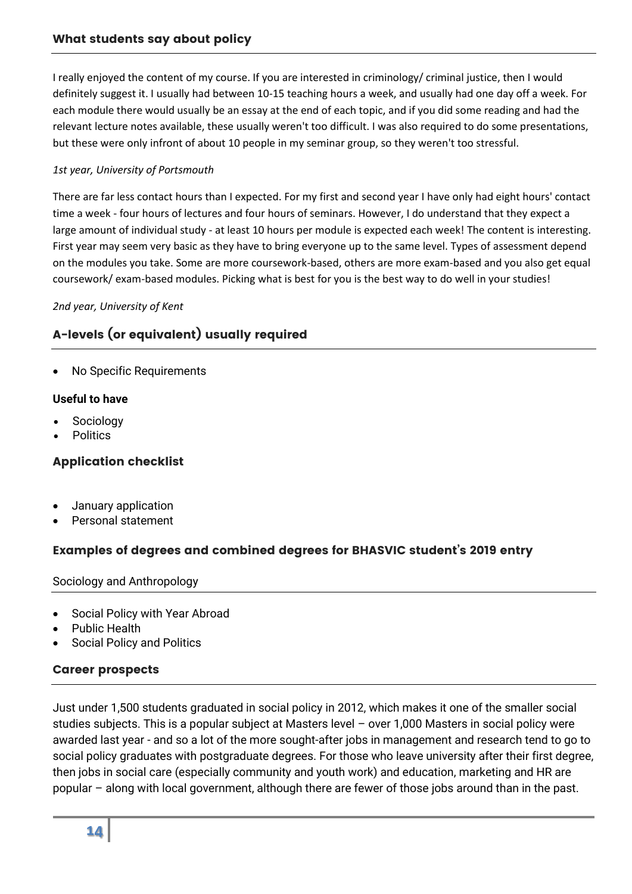## What students say about policy

I really enjoyed the content of my course. If you are interested in criminology/ criminal justice, then I would definitely suggest it. I usually had between 10-15 teaching hours a week, and usually had one day off a week. For each module there would usually be an essay at the end of each topic, and if you did some reading and had the relevant lecture notes available, these usually weren't too difficult. I was also required to do some presentations, but these were only infront of about 10 people in my seminar group, so they weren't too stressful.

*1st year, University of Portsmouth*

There are far less contact hours than I expected. For my first and second year I have only had eight hours' contact time a week - four hours of lectures and four hours of seminars. However, I do understand that they expect a large amount of individual study - at least 10 hours per module is expected each week! The content is interesting. First year may seem very basic as they have to bring everyone up to the same level. Types of assessment depend on the modules you take. Some are more coursework-based, others are more exam-based and you also get equal coursework/ exam-based modules. Picking what is best for you is the best way to do well in your studies!

*2nd year, University of Kent*

## A-levels (or equivalent) usually required

- No Specific Requirements

**Useful to have**

- Sociology
- Politics

## Application checklist

- January application
- Personal statement

## Examples of degrees and combined degrees for BHASVIC student's 2019 entry

Sociology and Anthropology

- Social Policy with Year Abroad
- Public Health
- Social Policy and Politics

## Career prospects

Just under 1,500 students graduated in social policy in 2012, which makes it one of the smaller social studies subjects. This is a popular subject at Masters level – over 1,000 Masters in social policy were awarded last year - and so a lot of the more sought-after jobs in management and research tend to go to social policy graduates with postgraduate degrees. For those who leave university after their first degree, then jobs in social care (especially community and youth work) and education, marketing and HR are popular – along with local government, although there are fewer of those jobs around than in the past.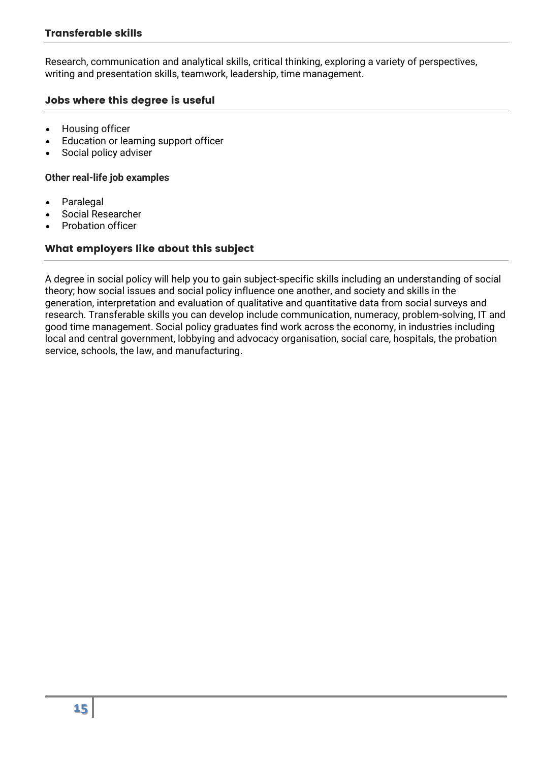### Transferable skills

Research, communication and analytical skills, critical thinking, exploring a variety of perspectives, writing and presentation skills, teamwork, leadership, time management.

### Jobs where this degree is useful

- Housing officer
- Education or learning support officer
- Social policy adviser

**Other real-life job examples**

- Paralegal
- Social Researcher
- Probation officer

### What employers like about this subject

A degree in social policy will help you to gain subject-specific skills including an understanding of social theory; how social issues and social policy influence one another, and society and skills in the generation, interpretation and evaluation of qualitative and quantitative data from social surveys and research. Transferable skills you can develop include communication, numeracy, problem-solving, IT and good time management. Social policy graduates find work across the economy, in industries including local and central government, lobbying and advocacy organisation, social care, hospitals, the probation service, schools, the law, and manufacturing.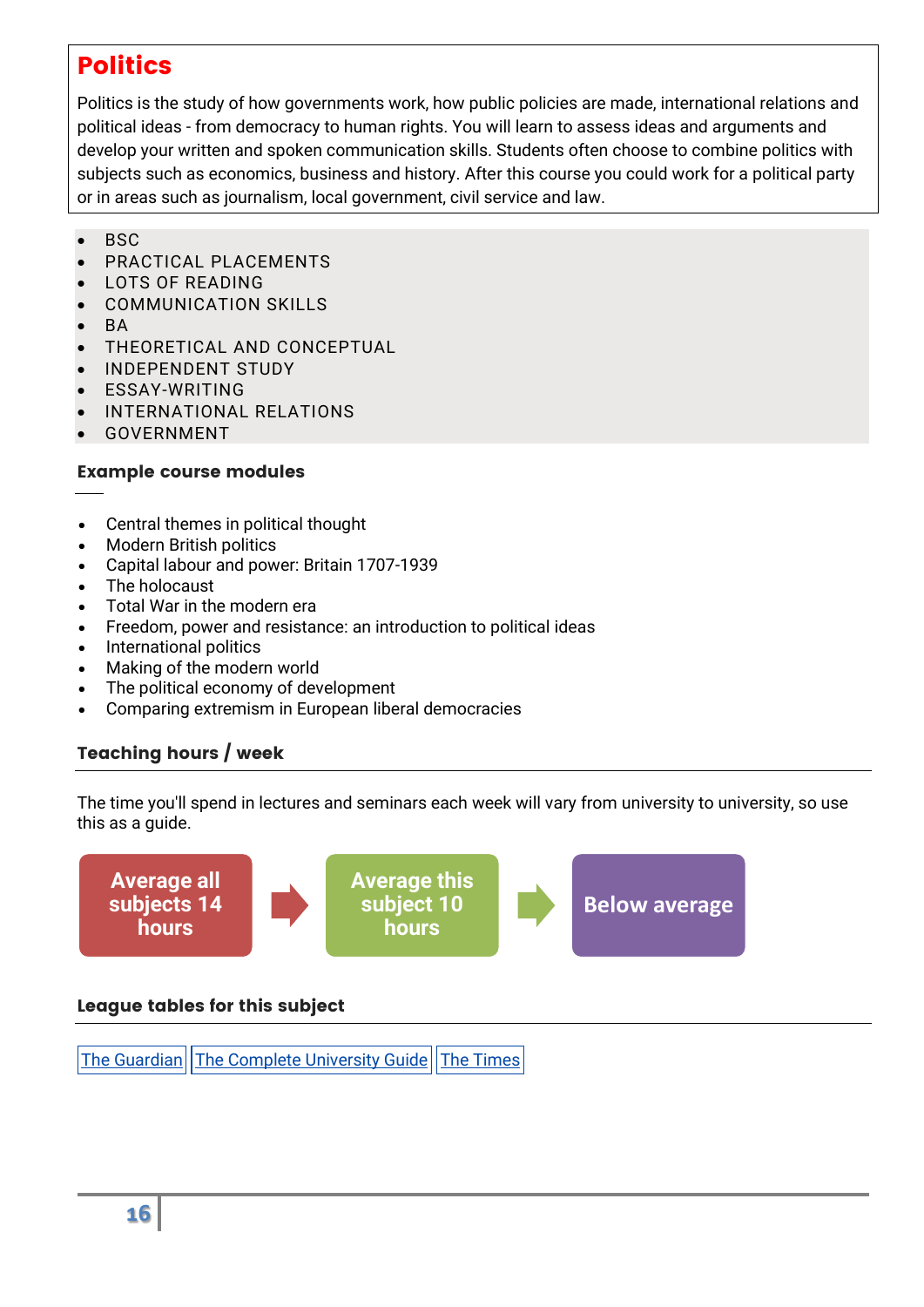# Politics

Politics is the study of how governments work, how public policies are made, international relations and political ideas - from democracy to human rights. You will learn to assess ideas and arguments and develop your written and spoken communication skills. Students often choose to combine politics with subjects such as economics, business and history. After this course you could work for a political party or in areas such as journalism, local government, civil service and law.

- BSC
- PRACTICAL PLACEMENTS
- LOTS OF READING
- COMMUNICATION SKILLS
- BA
- THEORETICAL AND CONCEPTUAL
- INDEPENDENT STUDY
- ESSAY-WRITING
- INTERNATIONAL RELATIONS
- GOVERNMENT

### Example course modules

- Central themes in political thought
- Modern British politics
- Capital labour and power: Britain 1707-1939
- The holocaust
- Total War in the modern era
- Freedom, power and resistance: an introduction to political ideas
- International politics
- Making of the modern world
- The political economy of development
- Comparing extremism in European liberal democracies

### Teaching hours / week

The time you'll spend in lectures and seminars each week will vary from university to university, so use this as a guide.

**Average all subjects 14 hours** → **Average this subject 10 hours** → **Below average**

### League tables for this subject

[The Guardian] [The Complete University Guide] [The Times]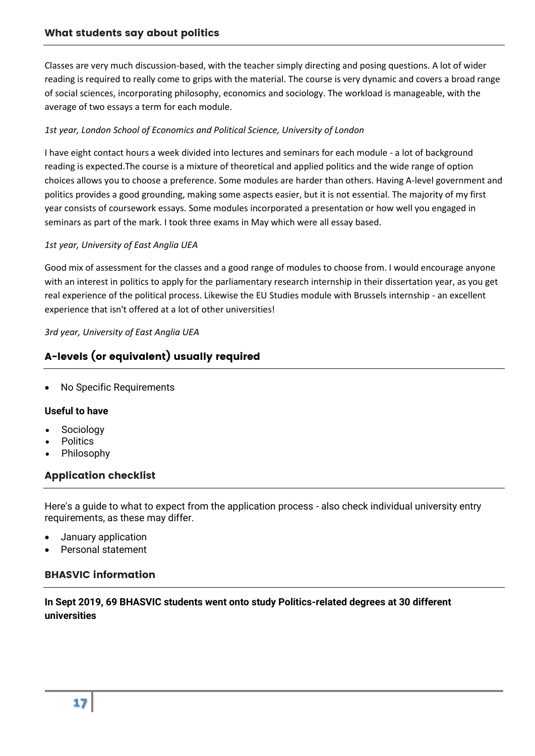## What students say about politics

Classes are very much discussion-based, with the teacher simply directing and posing questions. A lot of wider reading is required to really come to grips with the material. The course is very dynamic and covers a broad range of social sciences, incorporating philosophy, economics and sociology. The workload is manageable, with the average of two essays a term for each module.

*1st year, London School of Economics and Political Science, University of London*

I have eight contact hours a week divided into lectures and seminars for each module - a lot of background reading is expected.The course is a mixture of theoretical and applied politics and the wide range of option choices allows you to choose a preference. Some modules are harder than others. Having A-level government and politics provides a good grounding, making some aspects easier, but it is not essential. The majority of my first year consists of coursework essays. Some modules incorporated a presentation or how well you engaged in seminars as part of the mark. I took three exams in May which were all essay based.

*1st year, University of East Anglia UEA*

Good mix of assessment for the classes and a good range of modules to choose from. I would encourage anyone with an interest in politics to apply for the parliamentary research internship in their dissertation year, as you get real experience of the political process. Likewise the EU Studies module with Brussels internship - an excellent experience that isn't offered at a lot of other universities!

*3rd year, University of East Anglia UEA*

## A-levels (or equivalent) usually required

- No Specific Requirements

**Useful to have**

- Sociology
- Politics
- Philosophy

## Application checklist

Here's a guide to what to expect from the application process - also check individual university entry requirements, as these may differ.

- January application
- Personal statement

## BHASVIC information

**In Sept 2019, 69 BHASVIC students went onto study Politics-related degrees at 30 different universities**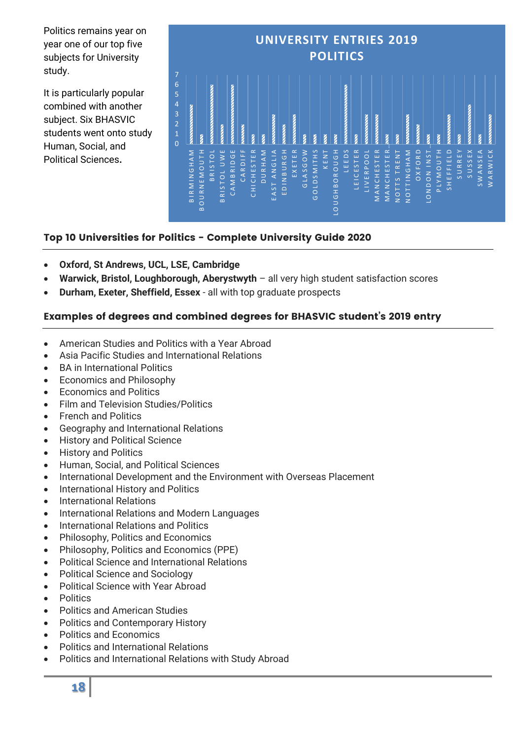Politics remains year on year one of our top five subjects for University study.

It is particularly popular combined with another subject. Six BHASVIC students went onto study Human, Social, and Political Sciences.

**UNIVERSITY ENTRIES 2019 POLITICS**

| University | Entries |
|---|---|
| BIRMINGHAM | 4 |
| BOURNEMOUTH | 1 |
| BRISTOL | 6 |
| BRISTOL UWE | 2 |
| CAMBRIDGE | 6 |
| CARDIFF | 2 |
| CHICHESTER | 1 |
| DURHAM | 1 |
| EAST ANGLIA | 3 |
| EDINBURGH | 2 |
| EXETER | 3 |
| GLASGOW | 1 |
| GOLDSMITHS | 1 |
| KENT | 1 |
| LOUGHBOROUGH | 1 |
| LEEDS | 6 |
| LEICESTER | 1 |
| LIVERPOOL | 3 |
| MANCHESTER | 3 |
| MANCHESTER… | 1 |
| NOTTS TRENT | 1 |
| NOTTINGHAM | 3 |
| OXFORD | 2 |
| LONDON INST… | 1 |
| PLYMOUTH | 1 |
| SHEFFIELD | 3 |
| SURREY | 1 |
| SUSSEX | 4 |
| SWANSEA | 1 |
| WARWICK | 3 |

## Top 10 Universities for Politics - Complete University Guide 2020

- **Oxford, St Andrews, UCL, LSE, Cambridge**
- **Warwick, Bristol, Loughborough, Aberystwyth** – all very high student satisfaction scores
- **Durham, Exeter, Sheffield, Essex** - all with top graduate prospects

## Examples of degrees and combined degrees for BHASVIC student's 2019 entry

- American Studies and Politics with a Year Abroad
- Asia Pacific Studies and International Relations
- BA in International Politics
- Economics and Philosophy
- Economics and Politics
- Film and Television Studies/Politics
- French and Politics
- Geography and International Relations
- History and Political Science
- History and Politics
- Human, Social, and Political Sciences
- International Development and the Environment with Overseas Placement
- International History and Politics
- International Relations
- International Relations and Modern Languages
- International Relations and Politics
- Philosophy, Politics and Economics
- Philosophy, Politics and Economics (PPE)
- Political Science and International Relations
- Political Science and Sociology
- Political Science with Year Abroad
- Politics
- Politics and American Studies
- Politics and Contemporary History
- Politics and Economics
- Politics and International Relations
- Politics and International Relations with Study Abroad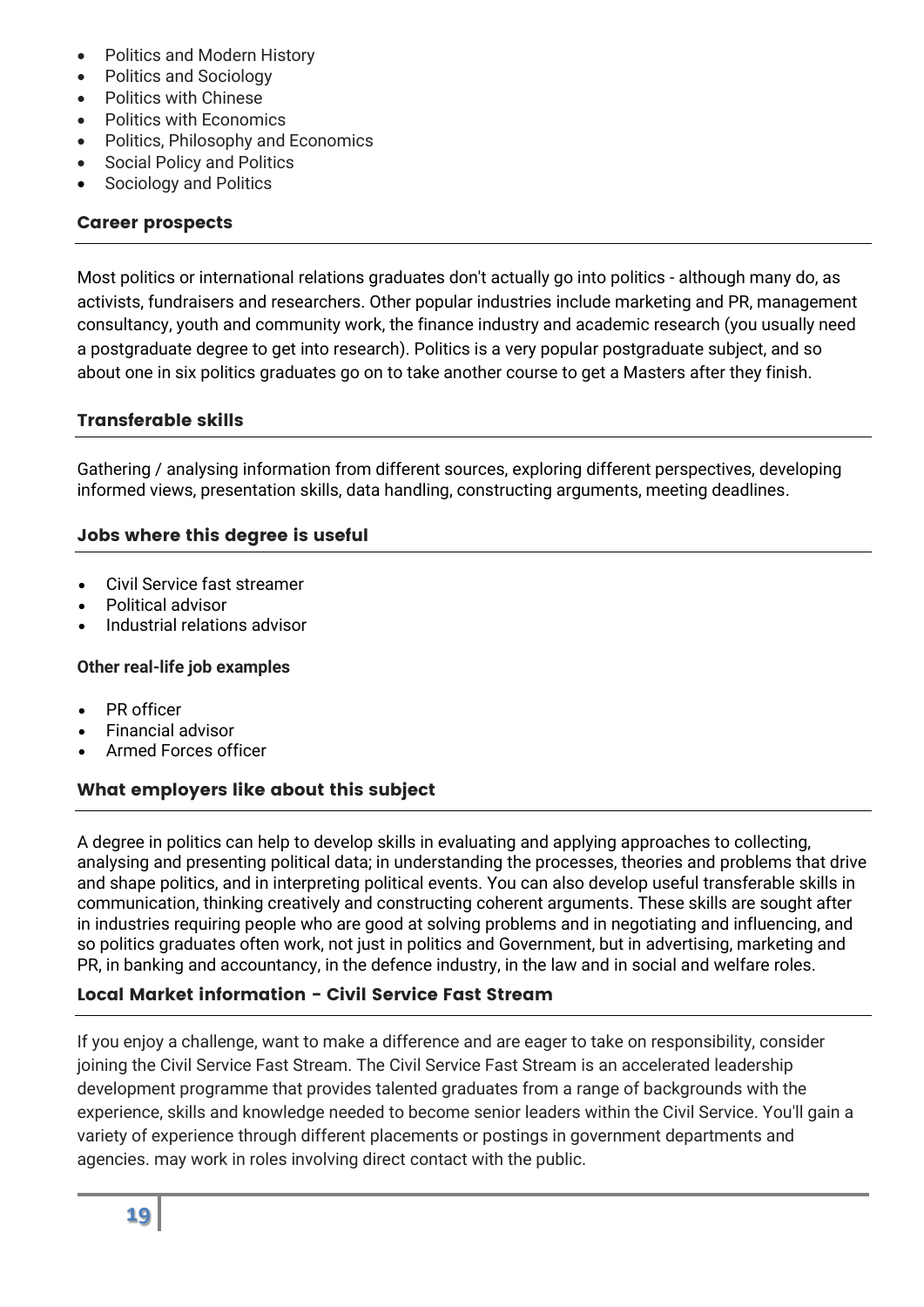- Politics and Modern History
- Politics and Sociology
- Politics with Chinese
- Politics with Economics
- Politics, Philosophy and Economics
- Social Policy and Politics
- Sociology and Politics

### Career prospects

Most politics or international relations graduates don't actually go into politics - although many do, as activists, fundraisers and researchers. Other popular industries include marketing and PR, management consultancy, youth and community work, the finance industry and academic research (you usually need a postgraduate degree to get into research). Politics is a very popular postgraduate subject, and so about one in six politics graduates go on to take another course to get a Masters after they finish.

### Transferable skills

Gathering / analysing information from different sources, exploring different perspectives, developing informed views, presentation skills, data handling, constructing arguments, meeting deadlines.

### Jobs where this degree is useful

- Civil Service fast streamer
- Political advisor
- Industrial relations advisor

**Other real-life job examples**

- PR officer
- Financial advisor
- Armed Forces officer

### What employers like about this subject

A degree in politics can help to develop skills in evaluating and applying approaches to collecting, analysing and presenting political data; in understanding the processes, theories and problems that drive and shape politics, and in interpreting political events. You can also develop useful transferable skills in communication, thinking creatively and constructing coherent arguments. These skills are sought after in industries requiring people who are good at solving problems and in negotiating and influencing, and so politics graduates often work, not just in politics and Government, but in advertising, marketing and PR, in banking and accountancy, in the defence industry, in the law and in social and welfare roles.

### Local Market information - Civil Service Fast Stream

If you enjoy a challenge, want to make a difference and are eager to take on responsibility, consider joining the Civil Service Fast Stream. The Civil Service Fast Stream is an accelerated leadership development programme that provides talented graduates from a range of backgrounds with the experience, skills and knowledge needed to become senior leaders within the Civil Service. You'll gain a variety of experience through different placements or postings in government departments and agencies. may work in roles involving direct contact with the public.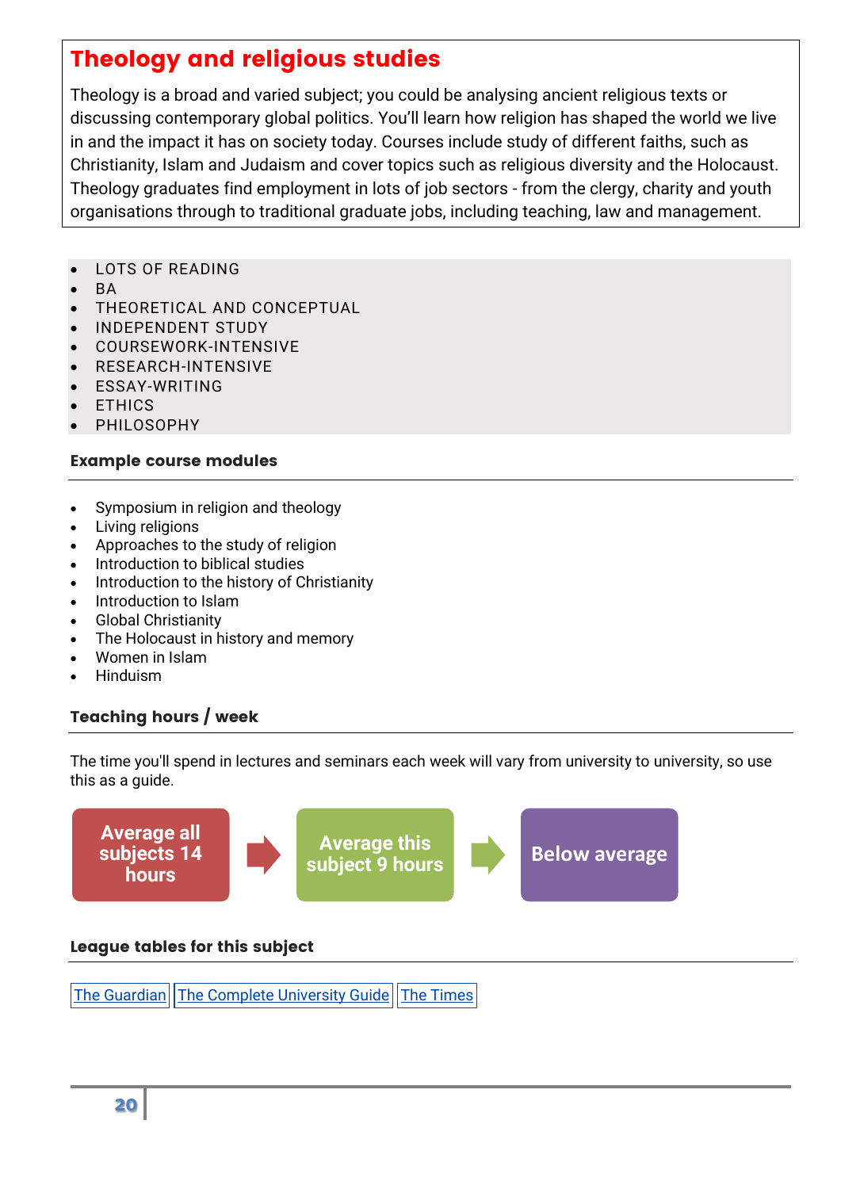## Theology and religious studies

Theology is a broad and varied subject; you could be analysing ancient religious texts or discussing contemporary global politics. You'll learn how religion has shaped the world we live in and the impact it has on society today. Courses include study of different faiths, such as Christianity, Islam and Judaism and cover topics such as religious diversity and the Holocaust. Theology graduates find employment in lots of job sectors - from the clergy, charity and youth organisations through to traditional graduate jobs, including teaching, law and management.

- LOTS OF READING
- BA
- THEORETICAL AND CONCEPTUAL
- INDEPENDENT STUDY
- COURSEWORK-INTENSIVE
- RESEARCH-INTENSIVE
- ESSAY-WRITING
- ETHICS
- PHILOSOPHY

### Example course modules

- Symposium in religion and theology
- Living religions
- Approaches to the study of religion
- Introduction to biblical studies
- Introduction to the history of Christianity
- Introduction to Islam
- Global Christianity
- The Holocaust in history and memory
- Women in Islam
- Hinduism

### Teaching hours / week

The time you'll spend in lectures and seminars each week will vary from university to university, so use this as a guide.

Average all subjects 14 hours → Average this subject 9 hours → Below average

### League tables for this subject

The Guardian | The Complete University Guide | The Times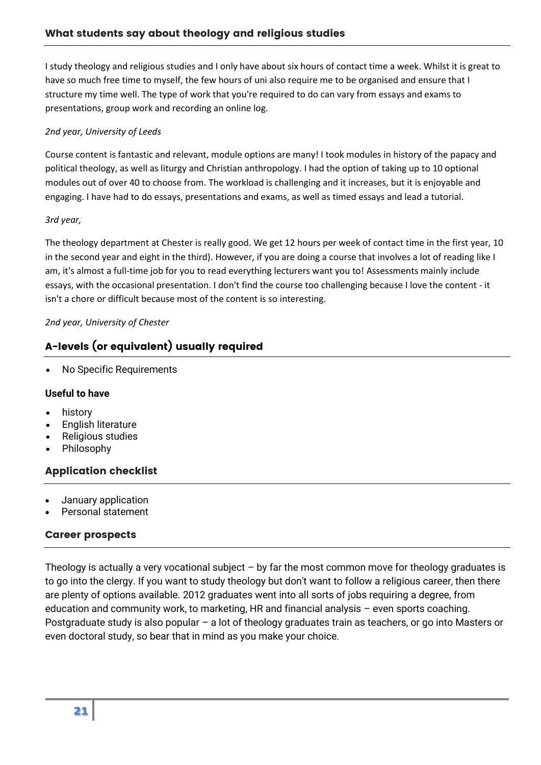## What students say about theology and religious studies

I study theology and religious studies and I only have about six hours of contact time a week. Whilst it is great to have so much free time to myself, the few hours of uni also require me to be organised and ensure that I structure my time well. The type of work that you're required to do can vary from essays and exams to presentations, group work and recording an online log.

*2nd year, University of Leeds*

Course content is fantastic and relevant, module options are many! I took modules in history of the papacy and political theology, as well as liturgy and Christian anthropology. I had the option of taking up to 10 optional modules out of over 40 to choose from. The workload is challenging and it increases, but it is enjoyable and engaging. I have had to do essays, presentations and exams, as well as timed essays and lead a tutorial.

*3rd year,*

The theology department at Chester is really good. We get 12 hours per week of contact time in the first year, 10 in the second year and eight in the third). However, if you are doing a course that involves a lot of reading like I am, it's almost a full-time job for you to read everything lecturers want you to! Assessments mainly include essays, with the occasional presentation. I don't find the course too challenging because I love the content - it isn't a chore or difficult because most of the content is so interesting.

*2nd year, University of Chester*

## A-levels (or equivalent) usually required

- No Specific Requirements

**Useful to have**

- history
- English literature
- Religious studies
- Philosophy

## Application checklist

- January application
- Personal statement

## Career prospects

Theology is actually a very vocational subject – by far the most common move for theology graduates is to go into the clergy. If you want to study theology but don't want to follow a religious career, then there are plenty of options available. 2012 graduates went into all sorts of jobs requiring a degree, from education and community work, to marketing, HR and financial analysis – even sports coaching. Postgraduate study is also popular – a lot of theology graduates train as teachers, or go into Masters or even doctoral study, so bear that in mind as you make your choice.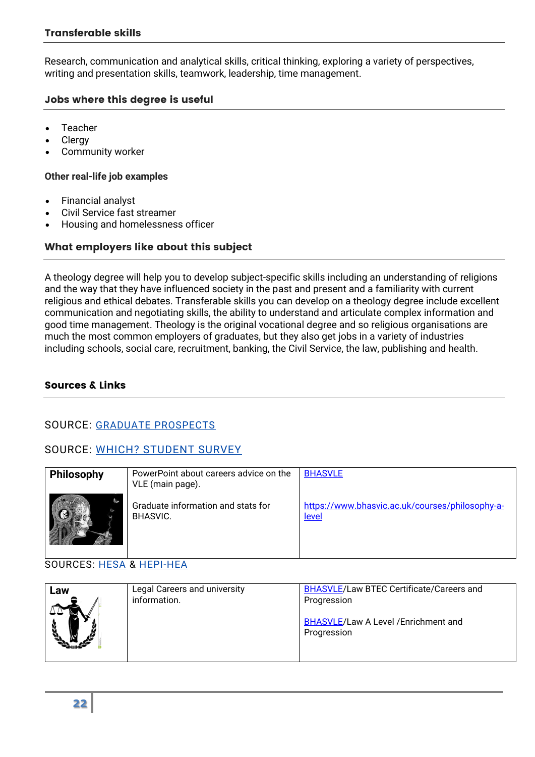### Transferable skills

Research, communication and analytical skills, critical thinking, exploring a variety of perspectives, writing and presentation skills, teamwork, leadership, time management.

### Jobs where this degree is useful

- Teacher
- Clergy
- Community worker

**Other real-life job examples**

- Financial analyst
- Civil Service fast streamer
- Housing and homelessness officer

### What employers like about this subject

A theology degree will help you to develop subject-specific skills including an understanding of religions and the way that they have influenced society in the past and present and a familiarity with current religious and ethical debates. Transferable skills you can develop on a theology degree include excellent communication and negotiating skills, the ability to understand and articulate complex information and good time management. Theology is the original vocational degree and so religious organisations are much the most common employers of graduates, but they also get jobs in a variety of industries including schools, social care, recruitment, banking, the Civil Service, the law, publishing and health.

### Sources & Links

SOURCE: GRADUATE PROSPECTS

SOURCE: WHICH? STUDENT SURVEY

| **Philosophy** | PowerPoint about careers advice on the VLE (main page).<br><br>Graduate information and stats for BHASVIC. | BHASVLE<br><br>https://www.bhasvic.ac.uk/courses/philosophy-a-level |
|---|---|---|

SOURCES: HESA & HEPI-HEA

| **Law** | Legal Careers and university information. | BHASVLE/Law BTEC Certificate/Careers and Progression<br><br>BHASVLE/Law A Level /Enrichment and Progression |
|---|---|---|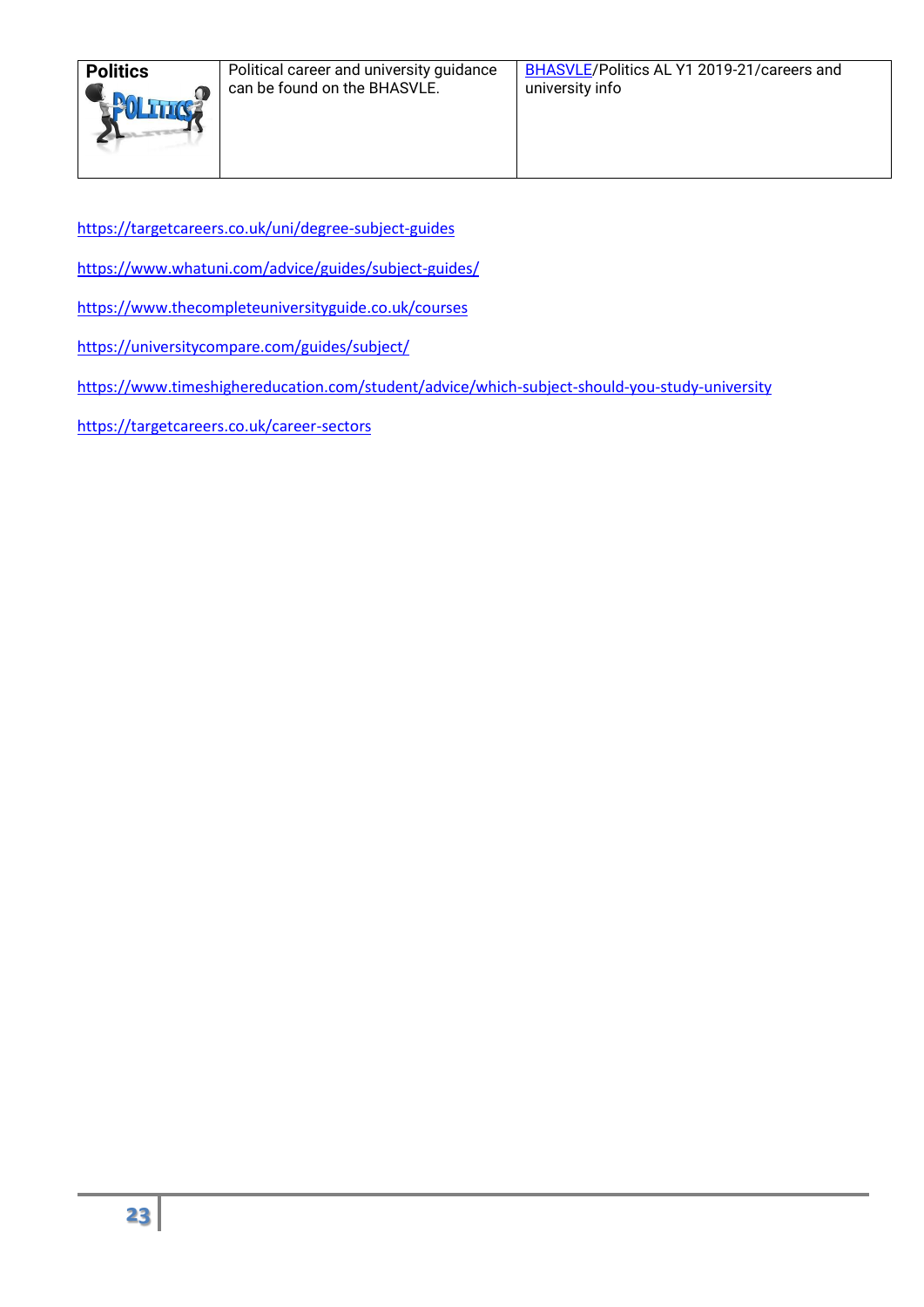| | | |
|---|---|---|
| **Politics** | Political career and university guidance can be found on the BHASVLE. | BHASVLE/Politics AL Y1 2019-21/careers and university info |

https://targetcareers.co.uk/uni/degree-subject-guides

https://www.whatuni.com/advice/guides/subject-guides/

https://www.thecompleteuniversityguide.co.uk/courses

https://universitycompare.com/guides/subject/

https://www.timeshighereducation.com/student/advice/which-subject-should-you-study-university

https://targetcareers.co.uk/career-sectors